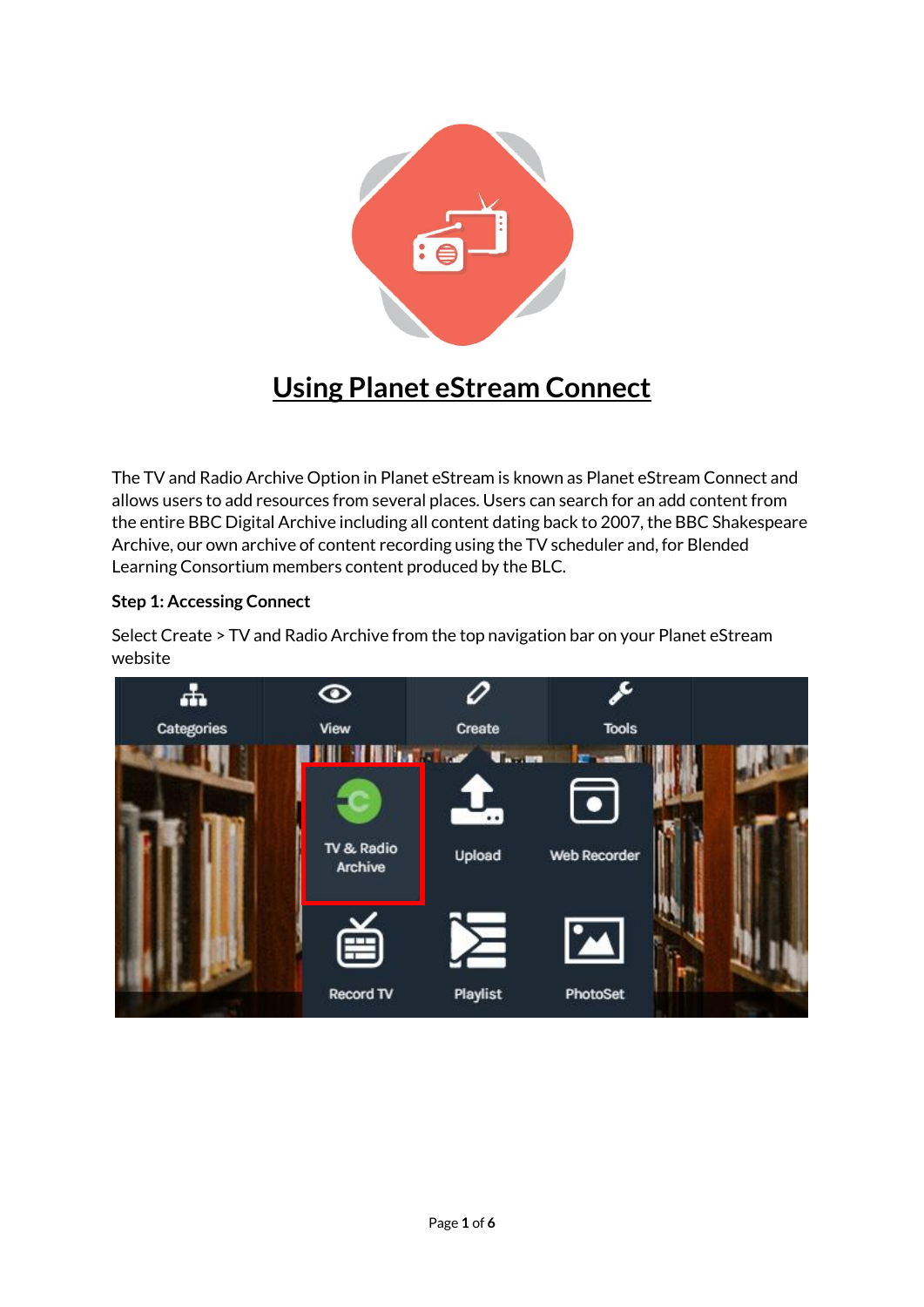# Using Planet eStream Connect

The TV and Radio Archive Option in Planet eStream is known as Planet eStream Connect and allows users to add resources from several places. Users can search for an add content from the entire BBC Digital Archive including all content dating back to 2007, the BBC Shakespeare Archive, our own archive of content recording using the TV scheduler and, for Blended Learning Consortium members content produced by the BLC.

**Step 1: Accessing Connect**

Select Create > TV and Radio Archive from the top navigation bar on your Planet eStream website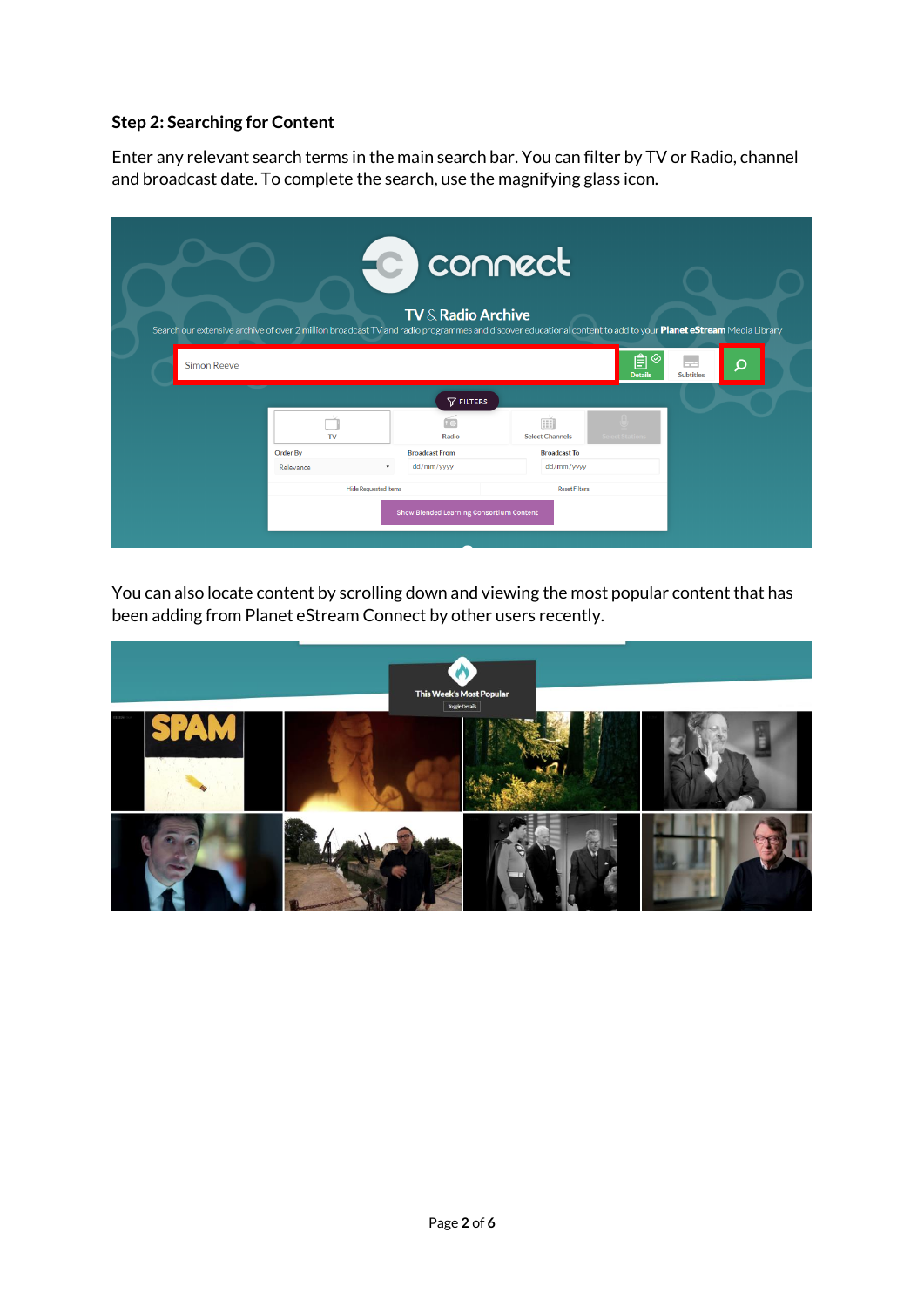**Step 2: Searching for Content**

Enter any relevant search terms in the main search bar. You can filter by TV or Radio, channel and broadcast date. To complete the search, use the magnifying glass icon.

You can also locate content by scrolling down and viewing the most popular content that has been adding from Planet eStream Connect by other users recently.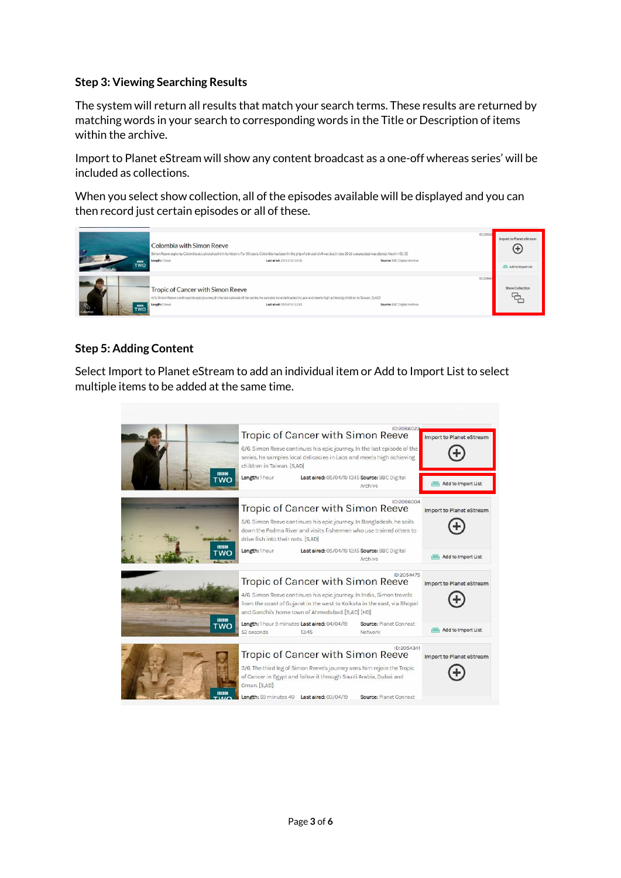### Step 3: Viewing Searching Results

The system will return all results that match your search terms. These results are returned by matching words in your search to corresponding words in the Title or Description of items within the archive.

Import to Planet eStream will show any content broadcast as a one-off whereas series' will be included as collections.

When you select show collection, all of the episodes available will be displayed and you can then record just certain episodes or all of these.

### Step 5: Adding Content

Select Import to Planet eStream to add an individual item or Add to Import List to select multiple items to be added at the same time.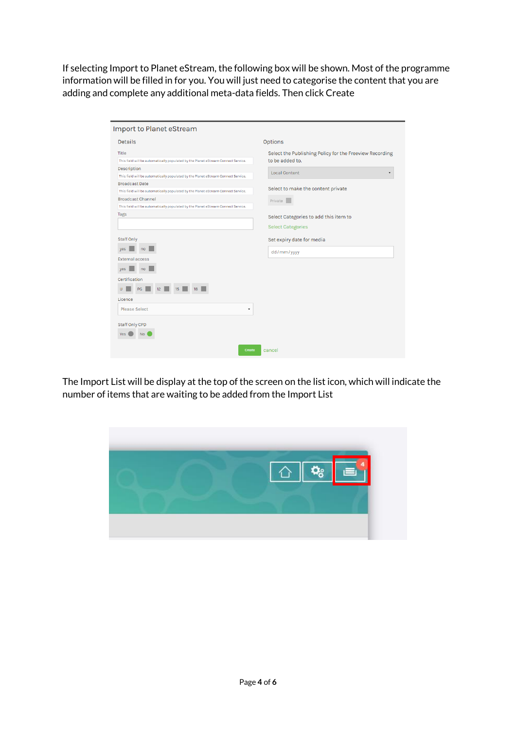If selecting Import to Planet eStream, the following box will be shown. Most of the programme information will be filled in for you. You will just need to categorise the content that you are adding and complete any additional meta-data fields. Then click Create

The Import List will be display at the top of the screen on the list icon, which will indicate the number of items that are waiting to be added from the Import List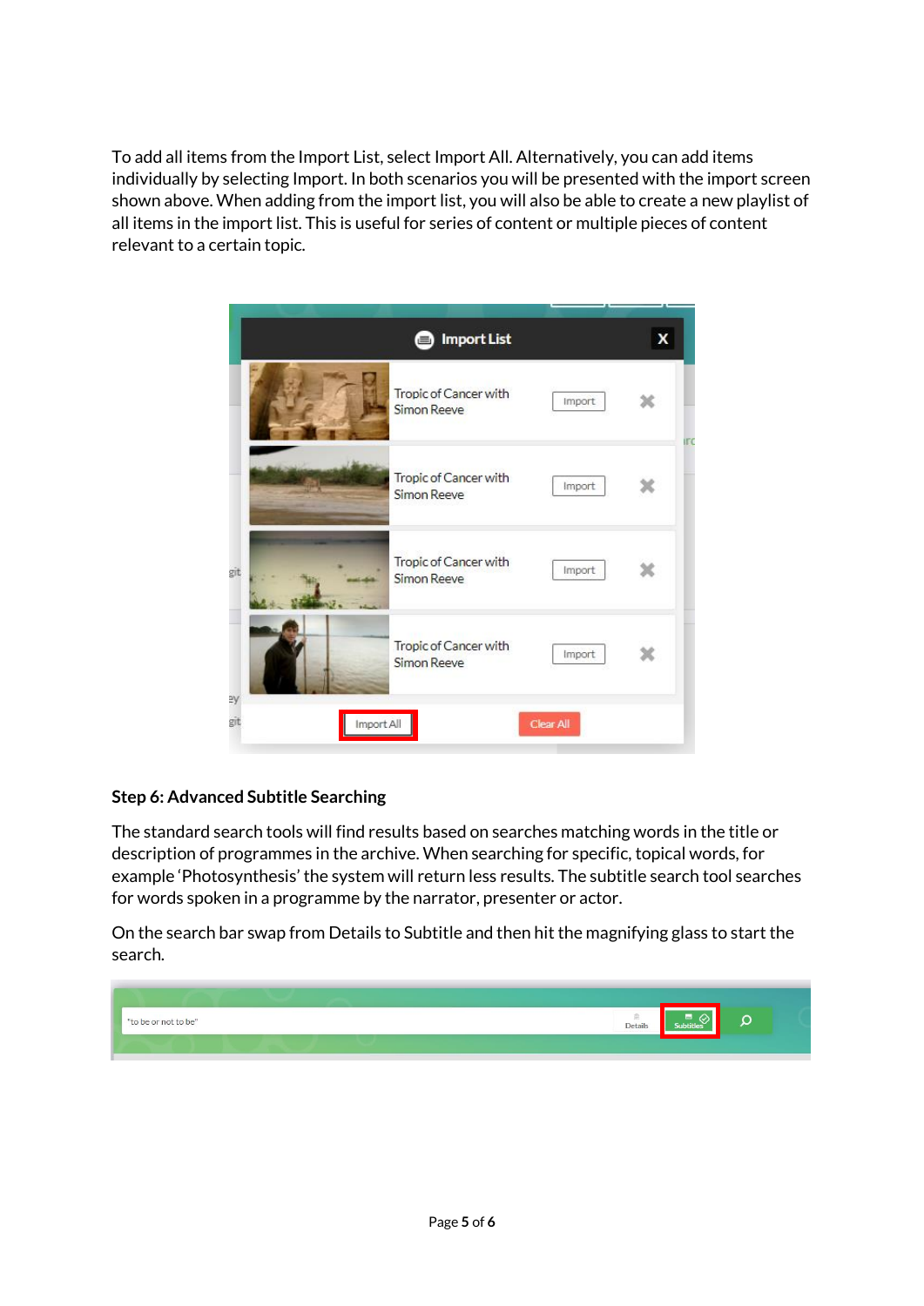To add all items from the Import List, select Import All. Alternatively, you can add items individually by selecting Import. In both scenarios you will be presented with the import screen shown above. When adding from the import list, you will also be able to create a new playlist of all items in the import list. This is useful for series of content or multiple pieces of content relevant to a certain topic.

**Step 6: Advanced Subtitle Searching**

The standard search tools will find results based on searches matching words in the title or description of programmes in the archive. When searching for specific, topical words, for example 'Photosynthesis' the system will return less results. The subtitle search tool searches for words spoken in a programme by the narrator, presenter or actor.

On the search bar swap from Details to Subtitle and then hit the magnifying glass to start the search.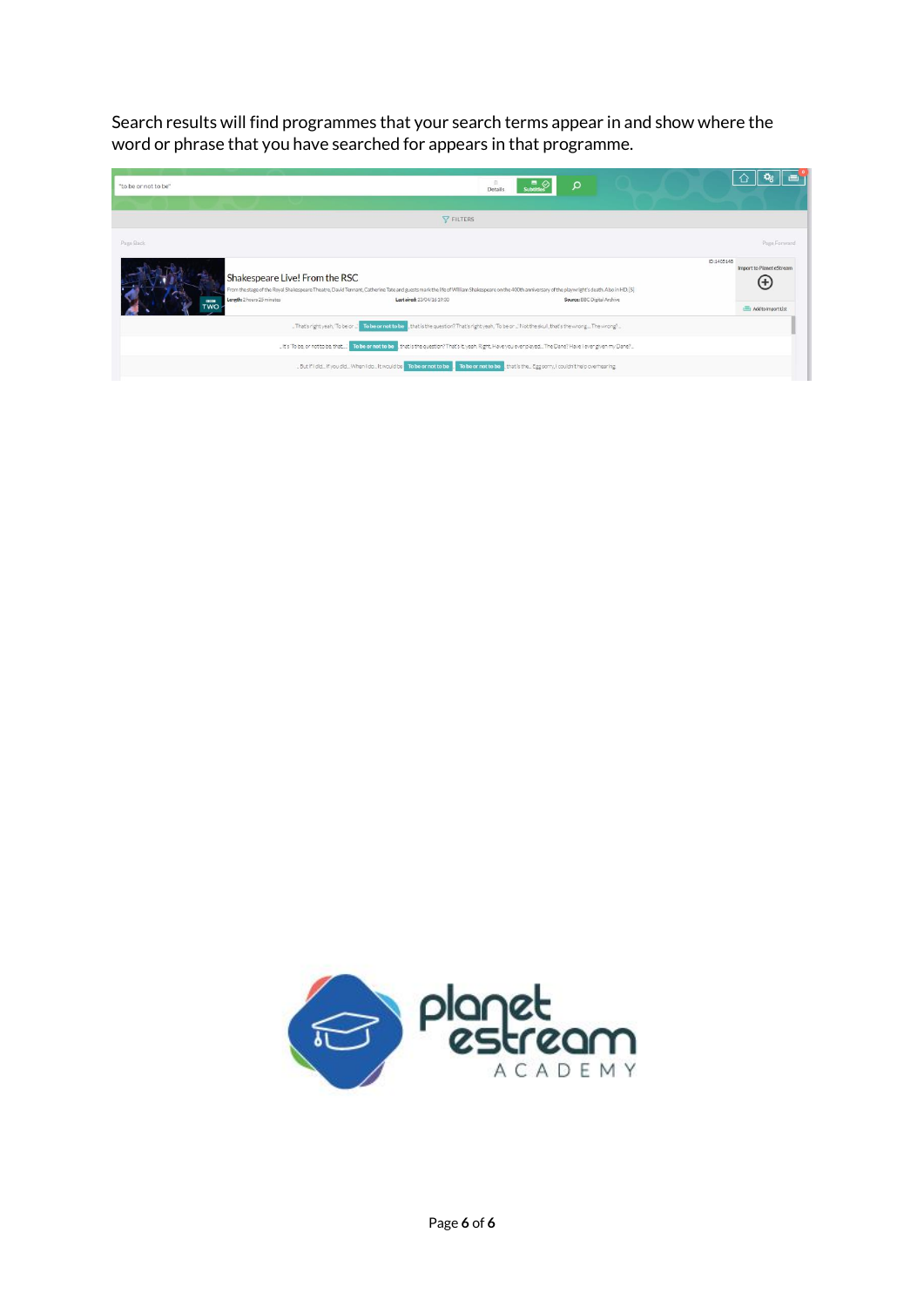Search results will find programmes that your search terms appear in and show where the word or phrase that you have searched for appears in that programme.